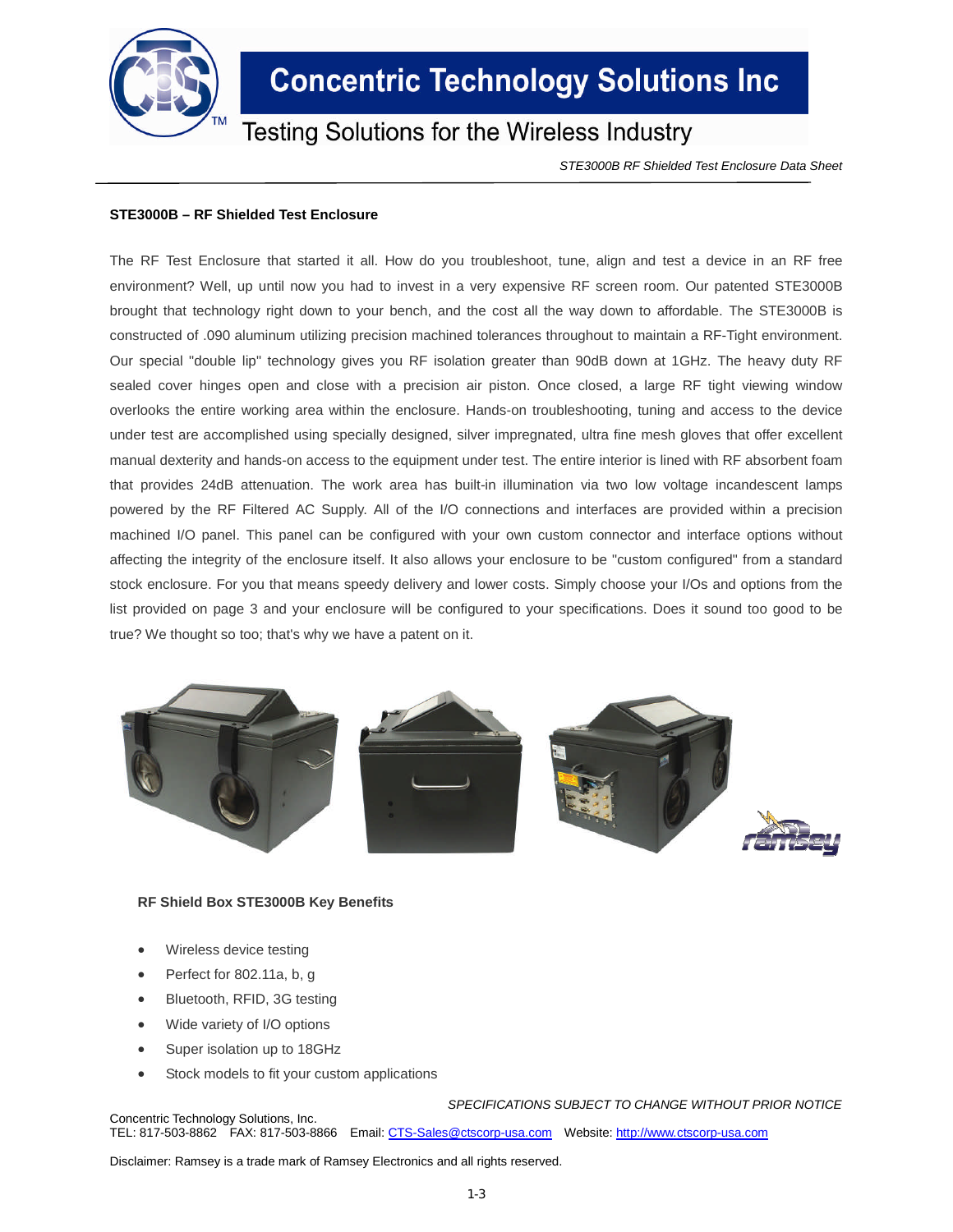# Concentric Technology Solutions Inc

Testing Solutions for the Wireless Industry

*STE3000B RF Shielded Test Enclosure Data Sheet*

**STE3000B – RF Shielded Test Enclosure**

The RF Test Enclosure that started it all. How do you troubleshoot, tune, align and test a device in an RF free environment? Well, up until now you had to invest in a very expensive RF screen room. Our patented STE3000B brought that technology right down to your bench, and the cost all the way down to affordable. The STE3000B is constructed of .090 aluminum utilizing precision machined tolerances throughout to maintain a RF-Tight environment. Our special "double lip" technology gives you RF isolation greater than 90dB down at 1GHz. The heavy duty RF sealed cover hinges open and close with a precision air piston. Once closed, a large RF tight viewing window overlooks the entire working area within the enclosure. Hands-on troubleshooting, tuning and access to the device under test are accomplished using specially designed, silver impregnated, ultra fine mesh gloves that offer excellent manual dexterity and hands-on access to the equipment under test. The entire interior is lined with RF absorbent foam that provides 24dB attenuation. The work area has built-in illumination via two low voltage incandescent lamps powered by the RF Filtered AC Supply. All of the I/O connections and interfaces are provided within a precision machined I/O panel. This panel can be configured with your own custom connector and interface options without affecting the integrity of the enclosure itself. It also allows your enclosure to be "custom configured" from a standard stock enclosure. For you that means speedy delivery and lower costs. Simply choose your I/Os and options from the list provided on page 3 and your enclosure will be configured to your specifications. Does it sound too good to be true? We thought so too; that's why we have a patent on it.

**RF Shield Box STE3000B Key Benefits**

- Wireless device testing
- Perfect for 802.11a, b, g
- Bluetooth, RFID, 3G testing
- Wide variety of I/O options
- Super isolation up to 18GHz
- Stock models to fit your custom applications

*SPECIFICATIONS SUBJECT TO CHANGE WITHOUT PRIOR NOTICE*

Concentric Technology Solutions, Inc.
TEL: 817-503-8862 FAX: 817-503-8866 Email: CTS-Sales@ctscorp-usa.com Website: http://www.ctscorp-usa.com

Disclaimer: Ramsey is a trade mark of Ramsey Electronics and all rights reserved.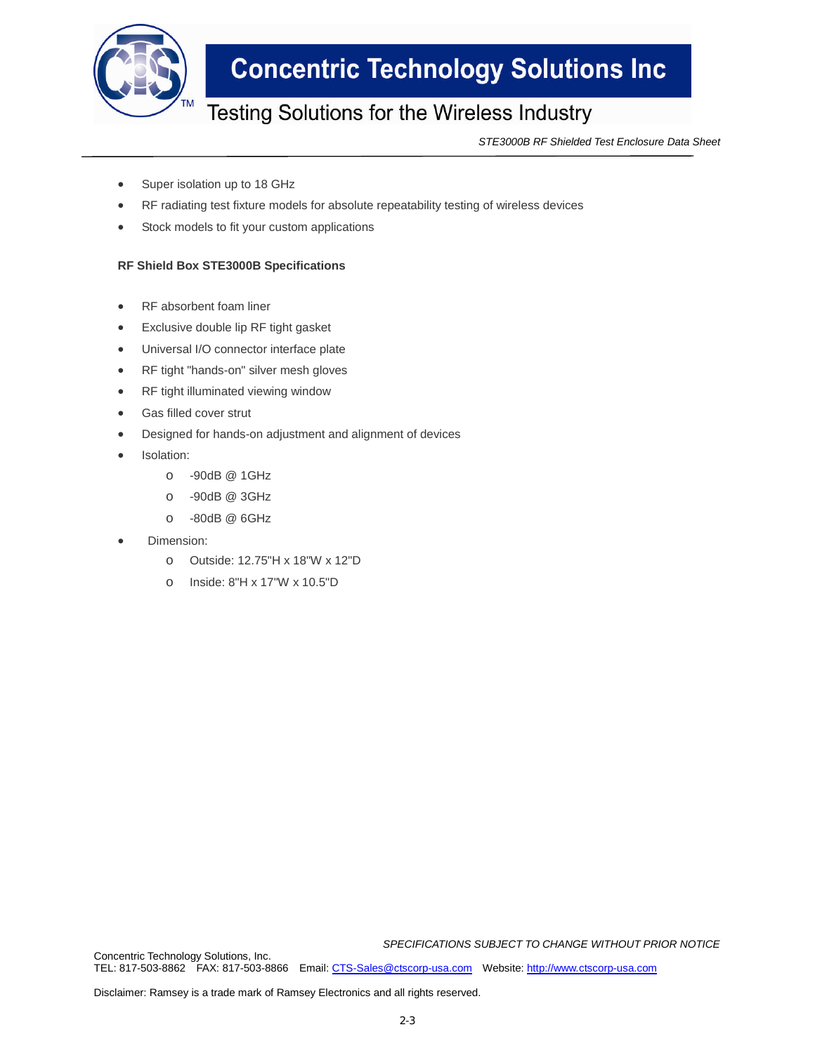- Super isolation up to 18 GHz
- RF radiating test fixture models for absolute repeatability testing of wireless devices
- Stock models to fit your custom applications

**RF Shield Box STE3000B Specifications**

- RF absorbent foam liner
- Exclusive double lip RF tight gasket
- Universal I/O connector interface plate
- RF tight "hands-on" silver mesh gloves
- RF tight illuminated viewing window
- Gas filled cover strut
- Designed for hands-on adjustment and alignment of devices
- Isolation:
  - -90dB @ 1GHz
  - -90dB @ 3GHz
  - -80dB @ 6GHz
- Dimension:
  - Outside: 12.75"H x 18"W x 12"D
  - Inside: 8"H x 17"W x 10.5"D

*SPECIFICATIONS SUBJECT TO CHANGE WITHOUT PRIOR NOTICE*

Concentric Technology Solutions, Inc.
TEL: 817-503-8862 FAX: 817-503-8866 Email: CTS-Sales@ctscorp-usa.com Website: http://www.ctscorp-usa.com

Disclaimer: Ramsey is a trade mark of Ramsey Electronics and all rights reserved.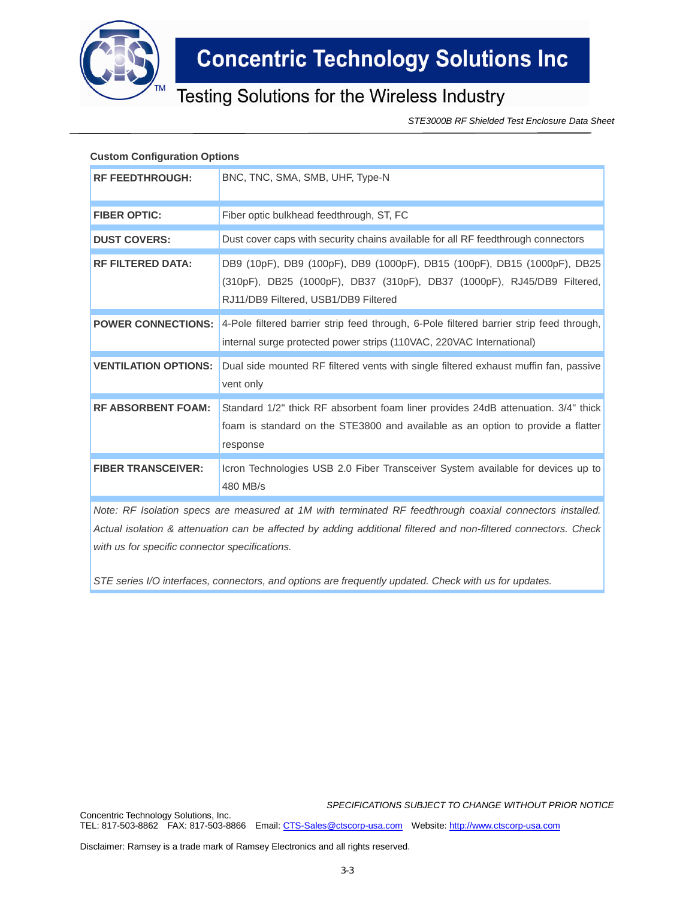**Custom Configuration Options**

| | |
|---|---|
| **RF FEEDTHROUGH:** | BNC, TNC, SMA, SMB, UHF, Type-N |
| **FIBER OPTIC:** | Fiber optic bulkhead feedthrough, ST, FC |
| **DUST COVERS:** | Dust cover caps with security chains available for all RF feedthrough connectors |
| **RF FILTERED DATA:** | DB9 (10pF), DB9 (100pF), DB9 (1000pF), DB15 (100pF), DB15 (1000pF), DB25 (310pF), DB25 (1000pF), DB37 (310pF), DB37 (1000pF), RJ45/DB9 Filtered, RJ11/DB9 Filtered, USB1/DB9 Filtered |
| **POWER CONNECTIONS:** | 4-Pole filtered barrier strip feed through, 6-Pole filtered barrier strip feed through, internal surge protected power strips (110VAC, 220VAC International) |
| **VENTILATION OPTIONS:** | Dual side mounted RF filtered vents with single filtered exhaust muffin fan, passive vent only |
| **RF ABSORBENT FOAM:** | Standard 1/2" thick RF absorbent foam liner provides 24dB attenuation. 3/4" thick foam is standard on the STE3800 and available as an option to provide a flatter response |
| **FIBER TRANSCEIVER:** | Icron Technologies USB 2.0 Fiber Transceiver System available for devices up to 480 MB/s |

*Note: RF Isolation specs are measured at 1M with terminated RF feedthrough coaxial connectors installed. Actual isolation & attenuation can be affected by adding additional filtered and non-filtered connectors. Check with us for specific connector specifications.*

*STE series I/O interfaces, connectors, and options are frequently updated. Check with us for updates.*

*SPECIFICATIONS SUBJECT TO CHANGE WITHOUT PRIOR NOTICE*

Concentric Technology Solutions, Inc.
TEL: 817-503-8862 FAX: 817-503-8866 Email: CTS-Sales@ctscorp-usa.com Website: http://www.ctscorp-usa.com

Disclaimer: Ramsey is a trade mark of Ramsey Electronics and all rights reserved.